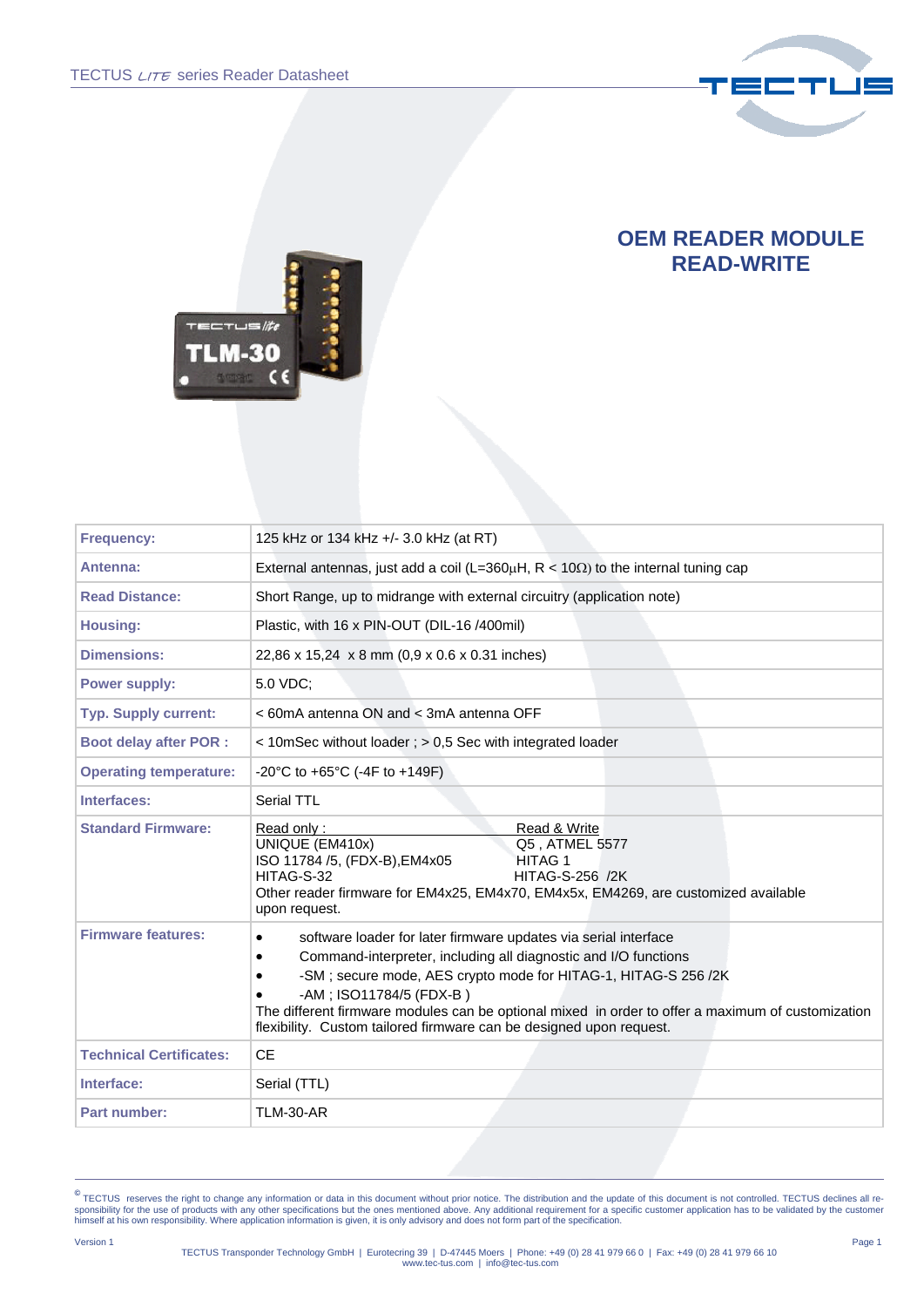# OEM READER MODULE READ-WRITE

| | |
|---|---|
| **Frequency:** | 125 kHz or 134 kHz +/- 3.0 kHz (at RT) |
| **Antenna:** | External antennas, just add a coil (L=360µH, R < 10Ω) to the internal tuning cap |
| **Read Distance:** | Short Range, up to midrange with external circuitry (application note) |
| **Housing:** | Plastic, with 16 x PIN-OUT (DIL-16 /400mil) |
| **Dimensions:** | 22,86 x 15,24 x 8 mm (0,9 x 0.6 x 0.31 inches) |
| **Power supply:** | 5.0 VDC; |
| **Typ. Supply current:** | < 60mA antenna ON and < 3mA antenna OFF |
| **Boot delay after POR :** | < 10mSec without loader ; > 0,5 Sec with integrated loader |
| **Operating temperature:** | -20°C to +65°C (-4F to +149F) |
| **Interfaces:** | Serial TTL |
| **Standard Firmware:** | Read only : UNIQUE (EM410x), ISO 11784 /5, (FDX-B),EM4x05, HITAG-S-32<br>Read & Write: Q5 , ATMEL 5577, HITAG 1, HITAG-S-256 /2K<br>Other reader firmware for EM4x25, EM4x70, EM4x5x, EM4269, are customized available upon request. |
| **Firmware features:** | • software loader for later firmware updates via serial interface<br>• Command-interpreter, including all diagnostic and I/O functions<br>• -SM ; secure mode, AES crypto mode for HITAG-1, HITAG-S 256 /2K<br>• -AM ; ISO11784/5 (FDX-B )<br>The different firmware modules can be optional mixed in order to offer a maximum of customization flexibility. Custom tailored firmware can be designed upon request. |
| **Technical Certificates:** | CE |
| **Interface:** | Serial (TTL) |
| **Part number:** | TLM-30-AR |

© TECTUS reserves the right to change any information or data in this document without prior notice. The distribution and the update of this document is not controlled. TECTUS declines all responsibility for the use of products with any other specifications but the ones mentioned above. Any additional requirement for a specific customer application has to be validated by the customer himself at his own responsibility. Where application information is given, it is only advisory and does not form part of the specification.

Version 1

TECTUS Transponder Technology GmbH | Eurotecring 39 | D-47445 Moers | Phone: +49 (0) 28 41 979 66 0 | Fax: +49 (0) 28 41 979 66 10
www.tec-tus.com | info@tec-tus.com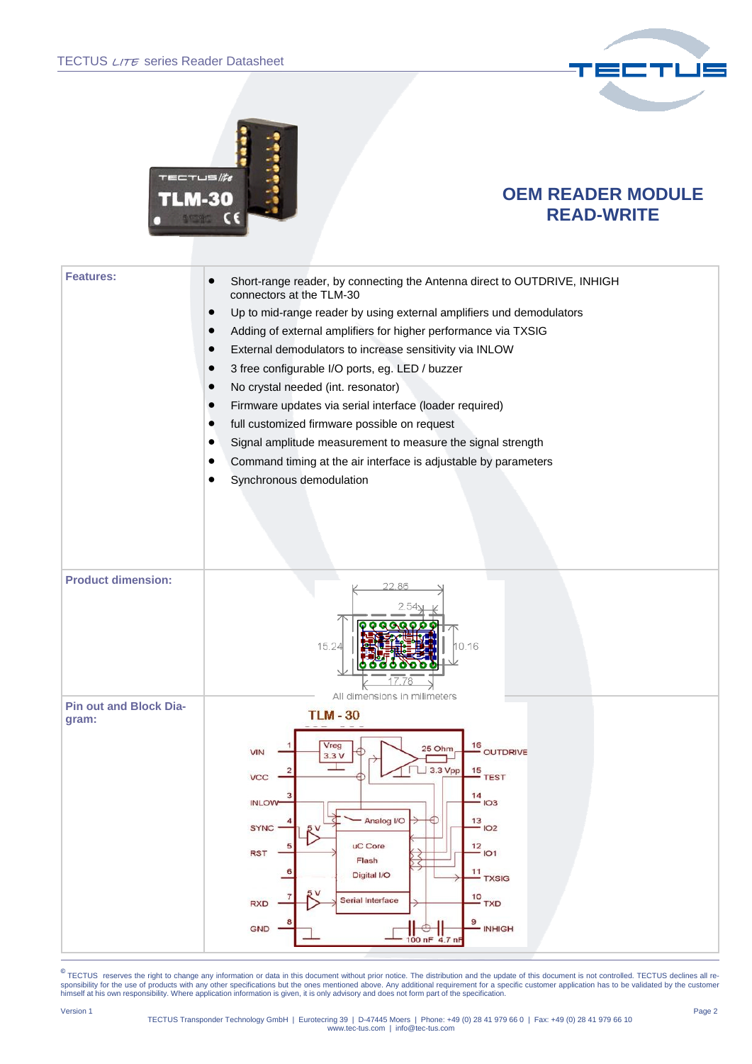# OEM READER MODULE READ-WRITE

| | |
|---|---|
| **Features:** | • Short-range reader, by connecting the Antenna direct to OUTDRIVE, INHIGH connectors at the TLM-30<br>• Up to mid-range reader by using external amplifiers und demodulators<br>• Adding of external amplifiers for higher performance via TXSIG<br>• External demodulators to increase sensitivity via INLOW<br>• 3 free configurable I/O ports, eg. LED / buzzer<br>• No crystal needed (int. resonator)<br>• Firmware updates via serial interface (loader required)<br>• full customized firmware possible on request<br>• Signal amplitude measurement to measure the signal strength<br>• Command timing at the air interface is adjustable by parameters<br>• Synchronous demodulation |
| **Product dimension:** | 22.86<br>2.54<br>15.24<br>10.16<br>17.78<br>All dimensions in millimeters |
| **Pin out and Block Diagram:** | TLM - 30<br>1 VIN, 2 VCC, 3 INLOW, 4 SYNC, 5 RST, 6, 7 RXD, 8 GND<br>16 OUTDRIVE, 15 TEST, 14 IO3, 13 IO2, 12 IO1, 11 TXSIG, 10 TXD, 9 INHIGH<br>Vreg 3.3 V, 25 Ohm, 3.3 Vpp, Analog I/O, 5 V, uC Core, Flash, Digital I/O, 5 V, Serial Interface, 100 nF, 4.7 nF |

© TECTUS reserves the right to change any information or data in this document without prior notice. The distribution and the update of this document is not controlled. TECTUS declines all responsibility for the use of products with any other specifications but the ones mentioned above. Any additional requirement for a specific customer application has to be validated by the customer himself at his own responsibility. Where application information is given, it is only advisory and does not form part of the specification.

Version 1

TECTUS Transponder Technology GmbH | Eurotecring 39 | D-47445 Moers | Phone: +49 (0) 28 41 979 66 0 | Fax: +49 (0) 28 41 979 66 10
www.tec-tus.com | info@tec-tus.com